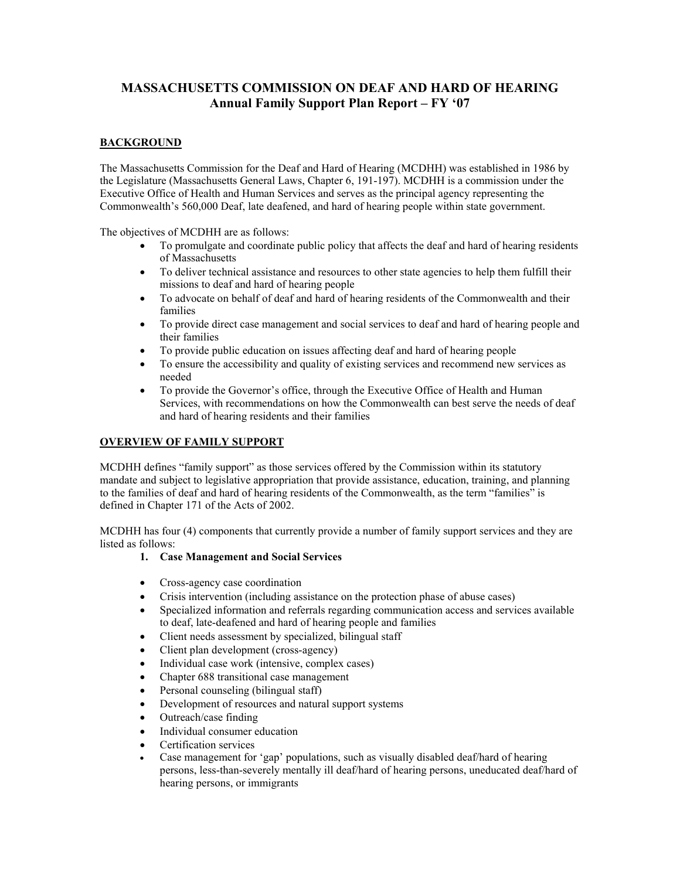# MASSACHUSETTS COMMISSION ON DEAF AND HARD OF HEARING
## Annual Family Support Plan Report – FY '07

### BACKGROUND

The Massachusetts Commission for the Deaf and Hard of Hearing (MCDHH) was established in 1986 by the Legislature (Massachusetts General Laws, Chapter 6, 191-197). MCDHH is a commission under the Executive Office of Health and Human Services and serves as the principal agency representing the Commonwealth's 560,000 Deaf, late deafened, and hard of hearing people within state government.

The objectives of MCDHH are as follows:

- To promulgate and coordinate public policy that affects the deaf and hard of hearing residents of Massachusetts
- To deliver technical assistance and resources to other state agencies to help them fulfill their missions to deaf and hard of hearing people
- To advocate on behalf of deaf and hard of hearing residents of the Commonwealth and their families
- To provide direct case management and social services to deaf and hard of hearing people and their families
- To provide public education on issues affecting deaf and hard of hearing people
- To ensure the accessibility and quality of existing services and recommend new services as needed
- To provide the Governor's office, through the Executive Office of Health and Human Services, with recommendations on how the Commonwealth can best serve the needs of deaf and hard of hearing residents and their families

### OVERVIEW OF FAMILY SUPPORT

MCDHH defines "family support" as those services offered by the Commission within its statutory mandate and subject to legislative appropriation that provide assistance, education, training, and planning to the families of deaf and hard of hearing residents of the Commonwealth, as the term "families" is defined in Chapter 171 of the Acts of 2002.

MCDHH has four (4) components that currently provide a number of family support services and they are listed as follows:

1. **Case Management and Social Services**

- Cross-agency case coordination
- Crisis intervention (including assistance on the protection phase of abuse cases)
- Specialized information and referrals regarding communication access and services available to deaf, late-deafened and hard of hearing people and families
- Client needs assessment by specialized, bilingual staff
- Client plan development (cross-agency)
- Individual case work (intensive, complex cases)
- Chapter 688 transitional case management
- Personal counseling (bilingual staff)
- Development of resources and natural support systems
- Outreach/case finding
- Individual consumer education
- Certification services
- Case management for 'gap' populations, such as visually disabled deaf/hard of hearing persons, less-than-severely mentally ill deaf/hard of hearing persons, uneducated deaf/hard of hearing persons, or immigrants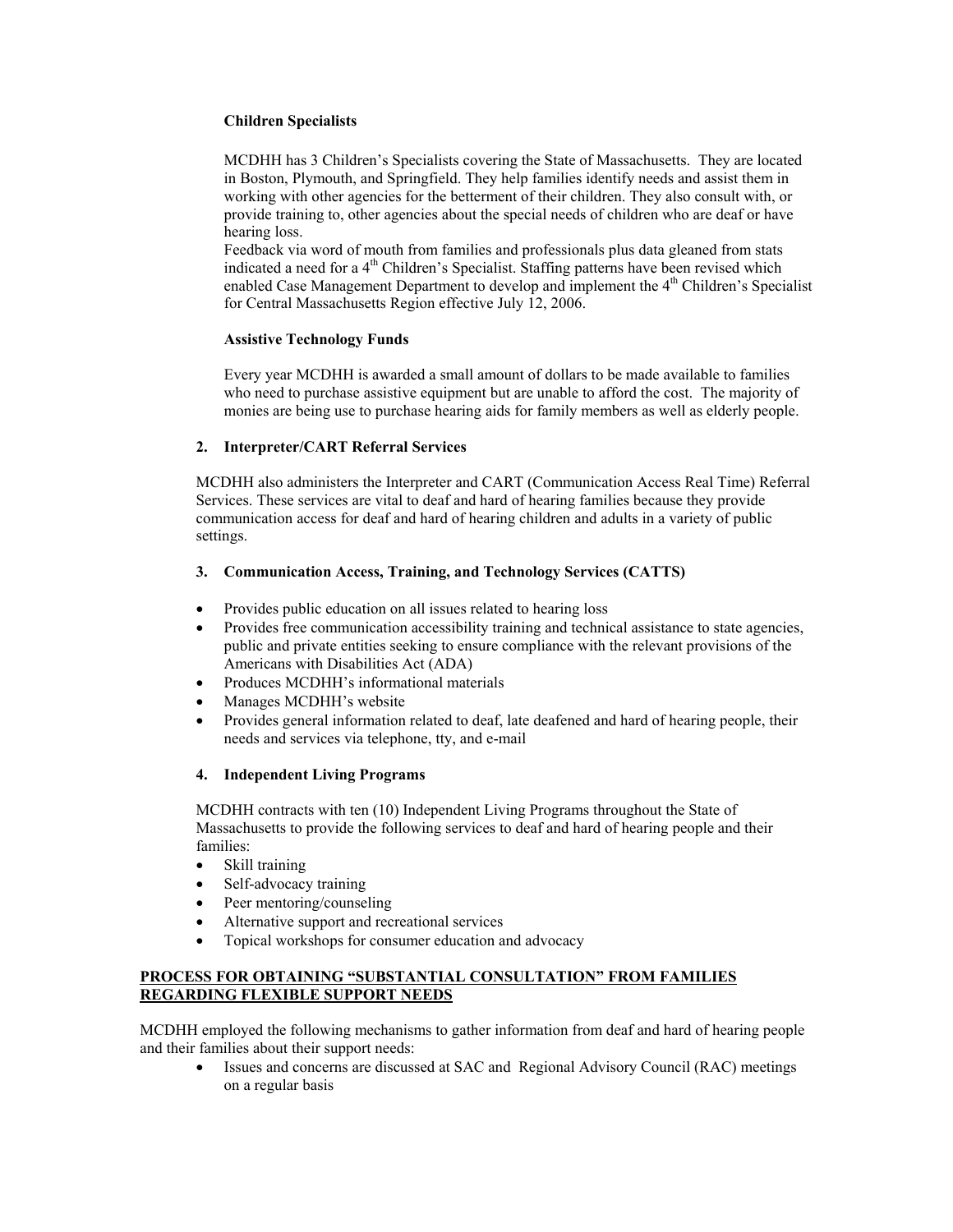**Children Specialists**

MCDHH has 3 Children's Specialists covering the State of Massachusetts. They are located in Boston, Plymouth, and Springfield. They help families identify needs and assist them in working with other agencies for the betterment of their children. They also consult with, or provide training to, other agencies about the special needs of children who are deaf or have hearing loss.

Feedback via word of mouth from families and professionals plus data gleaned from stats indicated a need for a 4th Children's Specialist. Staffing patterns have been revised which enabled Case Management Department to develop and implement the 4th Children's Specialist for Central Massachusetts Region effective July 12, 2006.

**Assistive Technology Funds**

Every year MCDHH is awarded a small amount of dollars to be made available to families who need to purchase assistive equipment but are unable to afford the cost. The majority of monies are being use to purchase hearing aids for family members as well as elderly people.

**2. Interpreter/CART Referral Services**

MCDHH also administers the Interpreter and CART (Communication Access Real Time) Referral Services. These services are vital to deaf and hard of hearing families because they provide communication access for deaf and hard of hearing children and adults in a variety of public settings.

**3. Communication Access, Training, and Technology Services (CATTS)**

- Provides public education on all issues related to hearing loss
- Provides free communication accessibility training and technical assistance to state agencies, public and private entities seeking to ensure compliance with the relevant provisions of the Americans with Disabilities Act (ADA)
- Produces MCDHH's informational materials
- Manages MCDHH's website
- Provides general information related to deaf, late deafened and hard of hearing people, their needs and services via telephone, tty, and e-mail

**4. Independent Living Programs**

MCDHH contracts with ten (10) Independent Living Programs throughout the State of Massachusetts to provide the following services to deaf and hard of hearing people and their families:

- Skill training
- Self-advocacy training
- Peer mentoring/counseling
- Alternative support and recreational services
- Topical workshops for consumer education and advocacy

**PROCESS FOR OBTAINING "SUBSTANTIAL CONSULTATION" FROM FAMILIES REGARDING FLEXIBLE SUPPORT NEEDS**

MCDHH employed the following mechanisms to gather information from deaf and hard of hearing people and their families about their support needs:

- Issues and concerns are discussed at SAC and Regional Advisory Council (RAC) meetings on a regular basis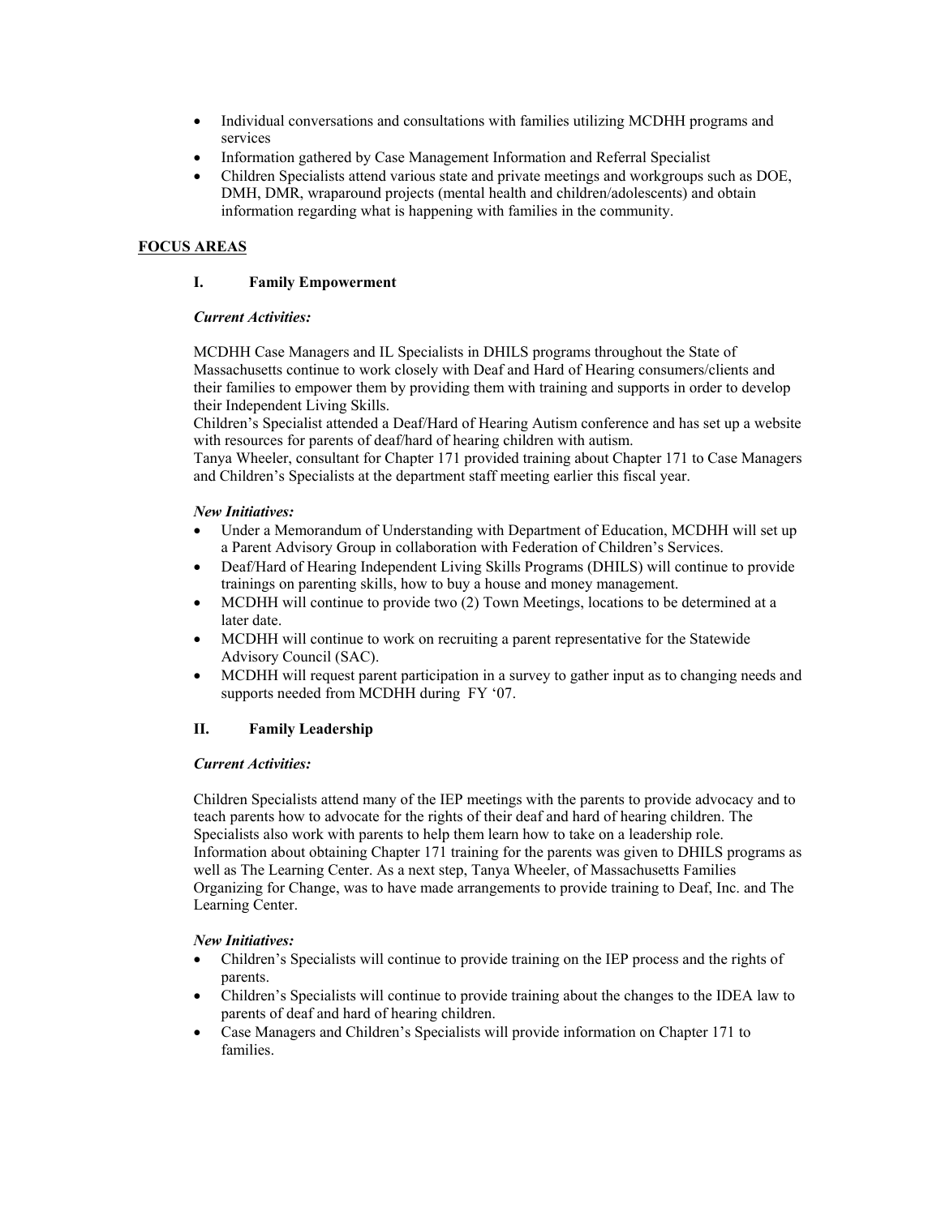- Individual conversations and consultations with families utilizing MCDHH programs and services
- Information gathered by Case Management Information and Referral Specialist
- Children Specialists attend various state and private meetings and workgroups such as DOE, DMH, DMR, wraparound projects (mental health and children/adolescents) and obtain information regarding what is happening with families in the community.

## FOCUS AREAS

### I. Family Empowerment

***Current Activities:***

MCDHH Case Managers and IL Specialists in DHILS programs throughout the State of Massachusetts continue to work closely with Deaf and Hard of Hearing consumers/clients and their families to empower them by providing them with training and supports in order to develop their Independent Living Skills.
Children's Specialist attended a Deaf/Hard of Hearing Autism conference and has set up a website with resources for parents of deaf/hard of hearing children with autism.
Tanya Wheeler, consultant for Chapter 171 provided training about Chapter 171 to Case Managers and Children's Specialists at the department staff meeting earlier this fiscal year.

***New Initiatives:***

- Under a Memorandum of Understanding with Department of Education, MCDHH will set up a Parent Advisory Group in collaboration with Federation of Children's Services.
- Deaf/Hard of Hearing Independent Living Skills Programs (DHILS) will continue to provide trainings on parenting skills, how to buy a house and money management.
- MCDHH will continue to provide two (2) Town Meetings, locations to be determined at a later date.
- MCDHH will continue to work on recruiting a parent representative for the Statewide Advisory Council (SAC).
- MCDHH will request parent participation in a survey to gather input as to changing needs and supports needed from MCDHH during FY '07.

### II. Family Leadership

***Current Activities:***

Children Specialists attend many of the IEP meetings with the parents to provide advocacy and to teach parents how to advocate for the rights of their deaf and hard of hearing children. The Specialists also work with parents to help them learn how to take on a leadership role.
Information about obtaining Chapter 171 training for the parents was given to DHILS programs as well as The Learning Center. As a next step, Tanya Wheeler, of Massachusetts Families Organizing for Change, was to have made arrangements to provide training to Deaf, Inc. and The Learning Center.

***New Initiatives:***

- Children's Specialists will continue to provide training on the IEP process and the rights of parents.
- Children's Specialists will continue to provide training about the changes to the IDEA law to parents of deaf and hard of hearing children.
- Case Managers and Children's Specialists will provide information on Chapter 171 to families.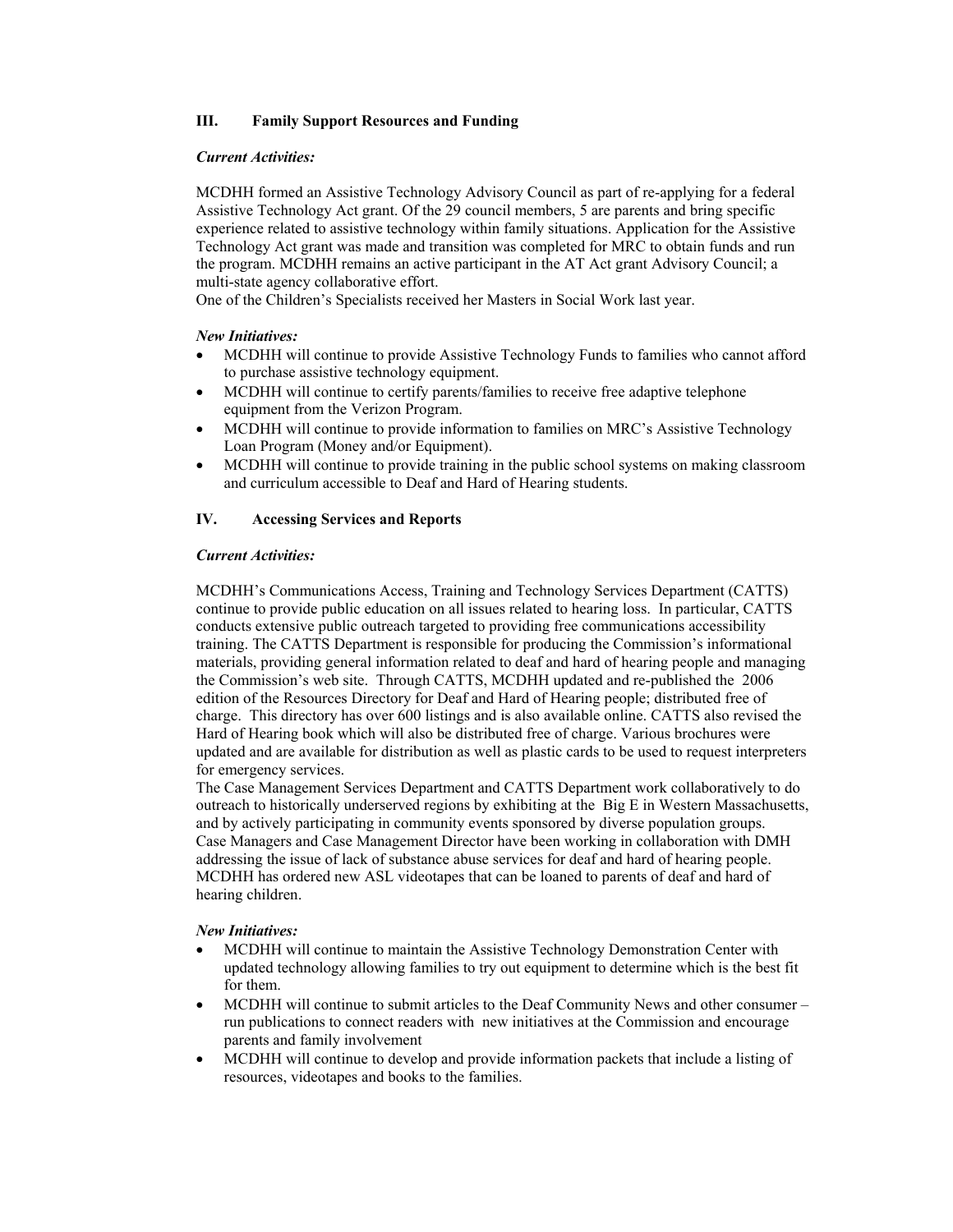## III. Family Support Resources and Funding

***Current Activities:***

MCDHH formed an Assistive Technology Advisory Council as part of re-applying for a federal Assistive Technology Act grant. Of the 29 council members, 5 are parents and bring specific experience related to assistive technology within family situations. Application for the Assistive Technology Act grant was made and transition was completed for MRC to obtain funds and run the program. MCDHH remains an active participant in the AT Act grant Advisory Council; a multi-state agency collaborative effort.
One of the Children's Specialists received her Masters in Social Work last year.

***New Initiatives:***

- MCDHH will continue to provide Assistive Technology Funds to families who cannot afford to purchase assistive technology equipment.
- MCDHH will continue to certify parents/families to receive free adaptive telephone equipment from the Verizon Program.
- MCDHH will continue to provide information to families on MRC's Assistive Technology Loan Program (Money and/or Equipment).
- MCDHH will continue to provide training in the public school systems on making classroom and curriculum accessible to Deaf and Hard of Hearing students.

## IV. Accessing Services and Reports

***Current Activities:***

MCDHH's Communications Access, Training and Technology Services Department (CATTS) continue to provide public education on all issues related to hearing loss. In particular, CATTS conducts extensive public outreach targeted to providing free communications accessibility training. The CATTS Department is responsible for producing the Commission's informational materials, providing general information related to deaf and hard of hearing people and managing the Commission's web site. Through CATTS, MCDHH updated and re-published the 2006 edition of the Resources Directory for Deaf and Hard of Hearing people; distributed free of charge. This directory has over 600 listings and is also available online. CATTS also revised the Hard of Hearing book which will also be distributed free of charge. Various brochures were updated and are available for distribution as well as plastic cards to be used to request interpreters for emergency services.
The Case Management Services Department and CATTS Department work collaboratively to do outreach to historically underserved regions by exhibiting at the Big E in Western Massachusetts, and by actively participating in community events sponsored by diverse population groups.
Case Managers and Case Management Director have been working in collaboration with DMH addressing the issue of lack of substance abuse services for deaf and hard of hearing people.
MCDHH has ordered new ASL videotapes that can be loaned to parents of deaf and hard of hearing children.

***New Initiatives:***

- MCDHH will continue to maintain the Assistive Technology Demonstration Center with updated technology allowing families to try out equipment to determine which is the best fit for them.
- MCDHH will continue to submit articles to the Deaf Community News and other consumer – run publications to connect readers with new initiatives at the Commission and encourage parents and family involvement
- MCDHH will continue to develop and provide information packets that include a listing of resources, videotapes and books to the families.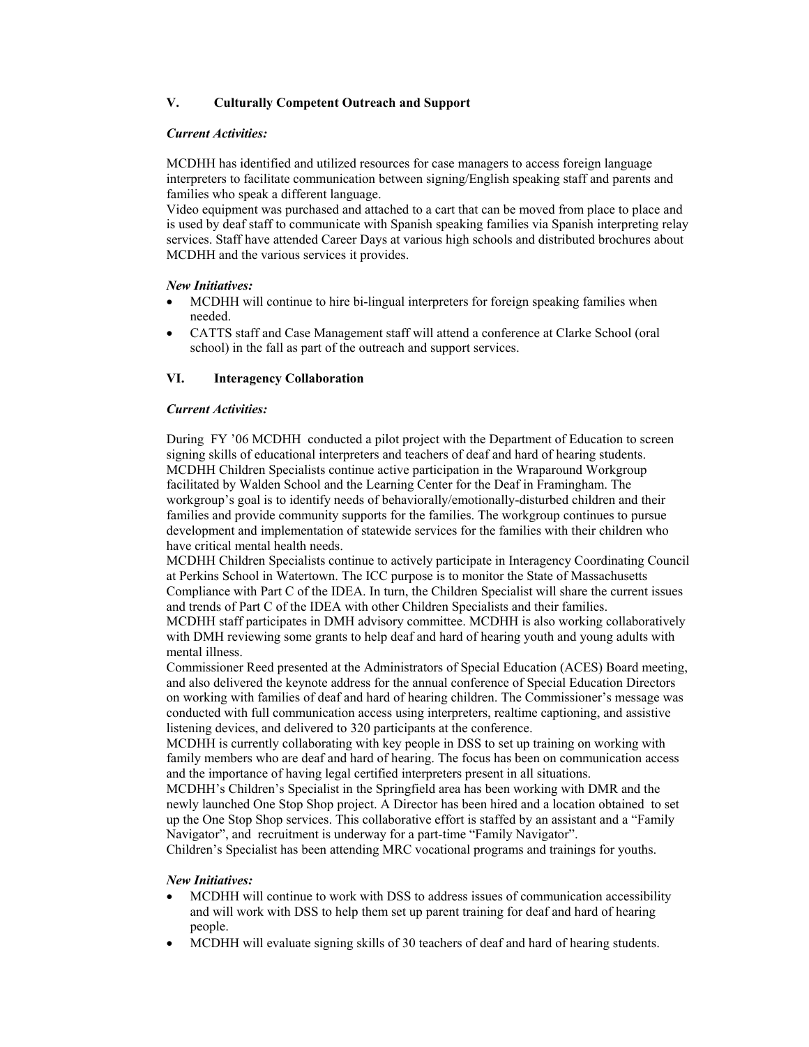## V. Culturally Competent Outreach and Support

***Current Activities:***

MCDHH has identified and utilized resources for case managers to access foreign language interpreters to facilitate communication between signing/English speaking staff and parents and families who speak a different language.
Video equipment was purchased and attached to a cart that can be moved from place to place and is used by deaf staff to communicate with Spanish speaking families via Spanish interpreting relay services. Staff have attended Career Days at various high schools and distributed brochures about MCDHH and the various services it provides.

***New Initiatives:***

- MCDHH will continue to hire bi-lingual interpreters for foreign speaking families when needed.
- CATTS staff and Case Management staff will attend a conference at Clarke School (oral school) in the fall as part of the outreach and support services.

## VI. Interagency Collaboration

***Current Activities:***

During FY '06 MCDHH conducted a pilot project with the Department of Education to screen signing skills of educational interpreters and teachers of deaf and hard of hearing students.
MCDHH Children Specialists continue active participation in the Wraparound Workgroup facilitated by Walden School and the Learning Center for the Deaf in Framingham. The workgroup's goal is to identify needs of behaviorally/emotionally-disturbed children and their families and provide community supports for the families. The workgroup continues to pursue development and implementation of statewide services for the families with their children who have critical mental health needs.
MCDHH Children Specialists continue to actively participate in Interagency Coordinating Council at Perkins School in Watertown. The ICC purpose is to monitor the State of Massachusetts Compliance with Part C of the IDEA. In turn, the Children Specialist will share the current issues and trends of Part C of the IDEA with other Children Specialists and their families.
MCDHH staff participates in DMH advisory committee. MCDHH is also working collaboratively with DMH reviewing some grants to help deaf and hard of hearing youth and young adults with mental illness.
Commissioner Reed presented at the Administrators of Special Education (ACES) Board meeting, and also delivered the keynote address for the annual conference of Special Education Directors on working with families of deaf and hard of hearing children. The Commissioner's message was conducted with full communication access using interpreters, realtime captioning, and assistive listening devices, and delivered to 320 participants at the conference.
MCDHH is currently collaborating with key people in DSS to set up training on working with family members who are deaf and hard of hearing. The focus has been on communication access and the importance of having legal certified interpreters present in all situations.
MCDHH's Children's Specialist in the Springfield area has been working with DMR and the newly launched One Stop Shop project. A Director has been hired and a location obtained to set up the One Stop Shop services. This collaborative effort is staffed by an assistant and a "Family Navigator", and recruitment is underway for a part-time "Family Navigator".
Children's Specialist has been attending MRC vocational programs and trainings for youths.

***New Initiatives:***

- MCDHH will continue to work with DSS to address issues of communication accessibility and will work with DSS to help them set up parent training for deaf and hard of hearing people.
- MCDHH will evaluate signing skills of 30 teachers of deaf and hard of hearing students.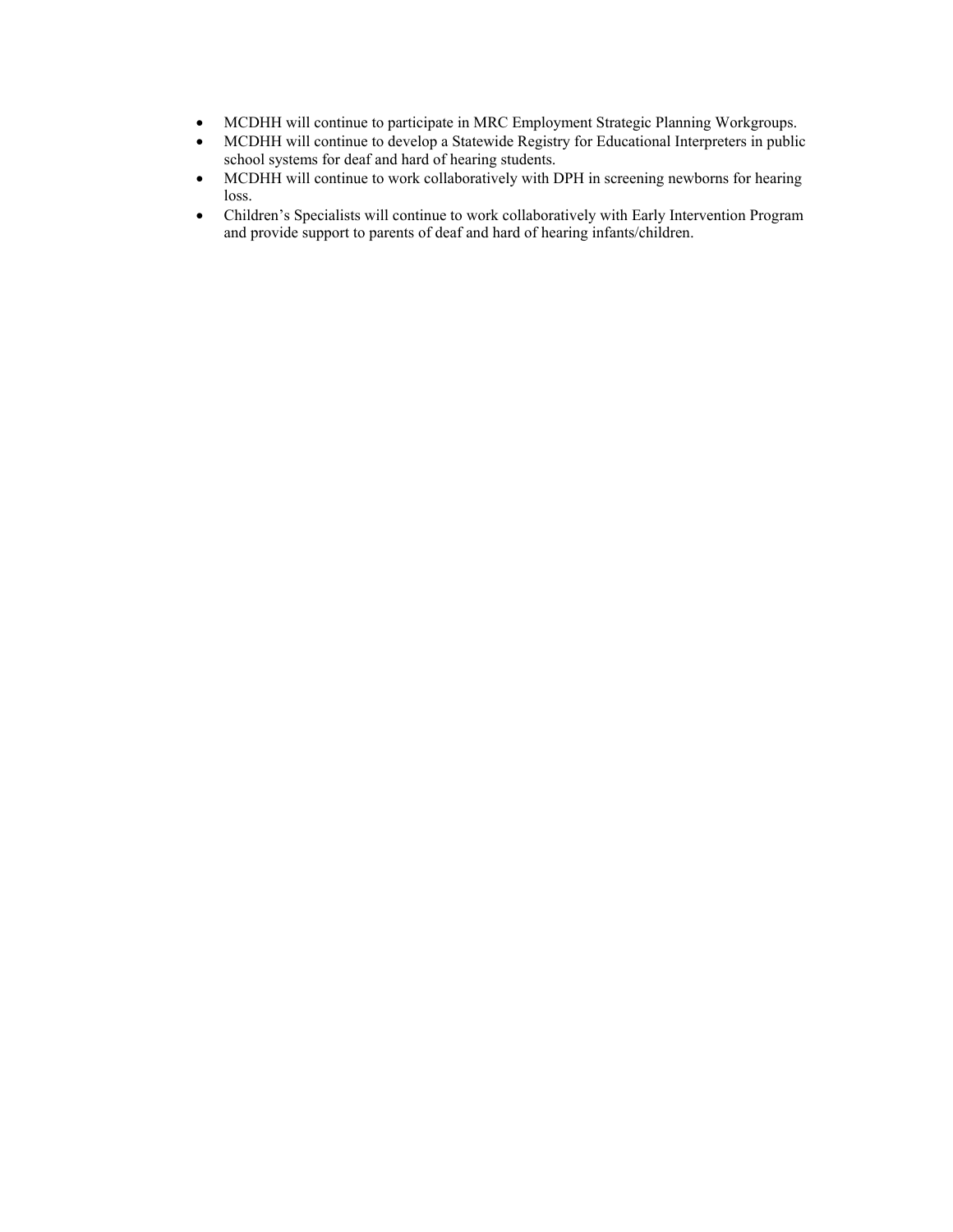- MCDHH will continue to participate in MRC Employment Strategic Planning Workgroups.
- MCDHH will continue to develop a Statewide Registry for Educational Interpreters in public school systems for deaf and hard of hearing students.
- MCDHH will continue to work collaboratively with DPH in screening newborns for hearing loss.
- Children's Specialists will continue to work collaboratively with Early Intervention Program and provide support to parents of deaf and hard of hearing infants/children.